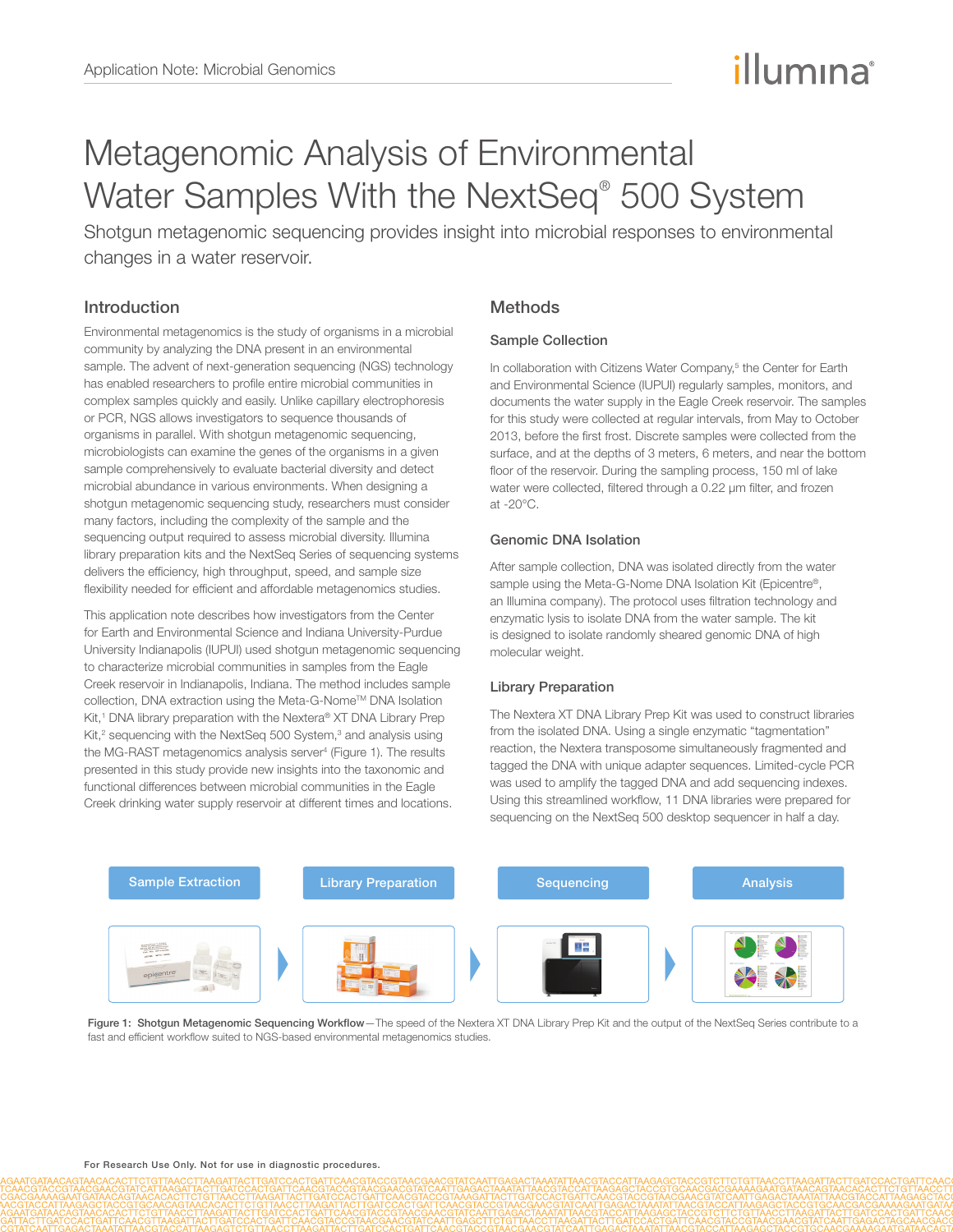# Metagenomic Analysis of Environmental Water Samples With the NextSeq® 500 System

Shotgun metagenomic sequencing provides insight into microbial responses to environmental changes in a water reservoir.

## Introduction

Environmental metagenomics is the study of organisms in a microbial community by analyzing the DNA present in an environmental sample. The advent of next-generation sequencing (NGS) technology has enabled researchers to profile entire microbial communities in complex samples quickly and easily. Unlike capillary electrophoresis or PCR, NGS allows investigators to sequence thousands of organisms in parallel. With shotgun metagenomic sequencing, microbiologists can examine the genes of the organisms in a given sample comprehensively to evaluate bacterial diversity and detect microbial abundance in various environments. When designing a shotgun metagenomic sequencing study, researchers must consider many factors, including the complexity of the sample and the sequencing output required to assess microbial diversity. Illumina library preparation kits and the NextSeq Series of sequencing systems delivers the efficiency, high throughput, speed, and sample size flexibility needed for efficient and affordable metagenomics studies.

This application note describes how investigators from the Center for Earth and Environmental Science and Indiana University-Purdue University Indianapolis (IUPUI) used shotgun metagenomic sequencing to characterize microbial communities in samples from the Eagle Creek reservoir in Indianapolis, Indiana. The method includes sample collection, DNA extraction using the Meta-G-Nome™ DNA Isolation Kit,[1] DNA library preparation with the Nextera® XT DNA Library Prep Kit,[2] sequencing with the NextSeq 500 System,[3] and analysis using the MG-RAST metagenomics analysis server[4] (Figure 1). The results presented in this study provide new insights into the taxonomic and functional differences between microbial communities in the Eagle Creek drinking water supply reservoir at different times and locations.

## Methods

### Sample Collection

In collaboration with Citizens Water Company,[5] the Center for Earth and Environmental Science (IUPUI) regularly samples, monitors, and documents the water supply in the Eagle Creek reservoir. The samples for this study were collected at regular intervals, from May to October 2013, before the first frost. Discrete samples were collected from the surface, and at the depths of 3 meters, 6 meters, and near the bottom floor of the reservoir. During the sampling process, 150 ml of lake water were collected, filtered through a 0.22 µm filter, and frozen at -20°C.

### Genomic DNA Isolation

After sample collection, DNA was isolated directly from the water sample using the Meta-G-Nome DNA Isolation Kit (Epicentre®, an Illumina company). The protocol uses filtration technology and enzymatic lysis to isolate DNA from the water sample. The kit is designed to isolate randomly sheared genomic DNA of high molecular weight.

### Library Preparation

The Nextera XT DNA Library Prep Kit was used to construct libraries from the isolated DNA. Using a single enzymatic "tagmentation" reaction, the Nextera transposome simultaneously fragmented and tagged the DNA with unique adapter sequences. Limited-cycle PCR was used to amplify the tagged DNA and add sequencing indexes. Using this streamlined workflow, 11 DNA libraries were prepared for sequencing on the NextSeq 500 desktop sequencer in half a day.

Sample Extraction → Library Preparation → Sequencing → Analysis

**Figure 1: Shotgun Metagenomic Sequencing Workflow**—The speed of the Nextera XT DNA Library Prep Kit and the output of the NextSeq Series contribute to a fast and efficient workflow suited to NGS-based environmental metagenomics studies.

For Research Use Only. Not for use in diagnostic procedures.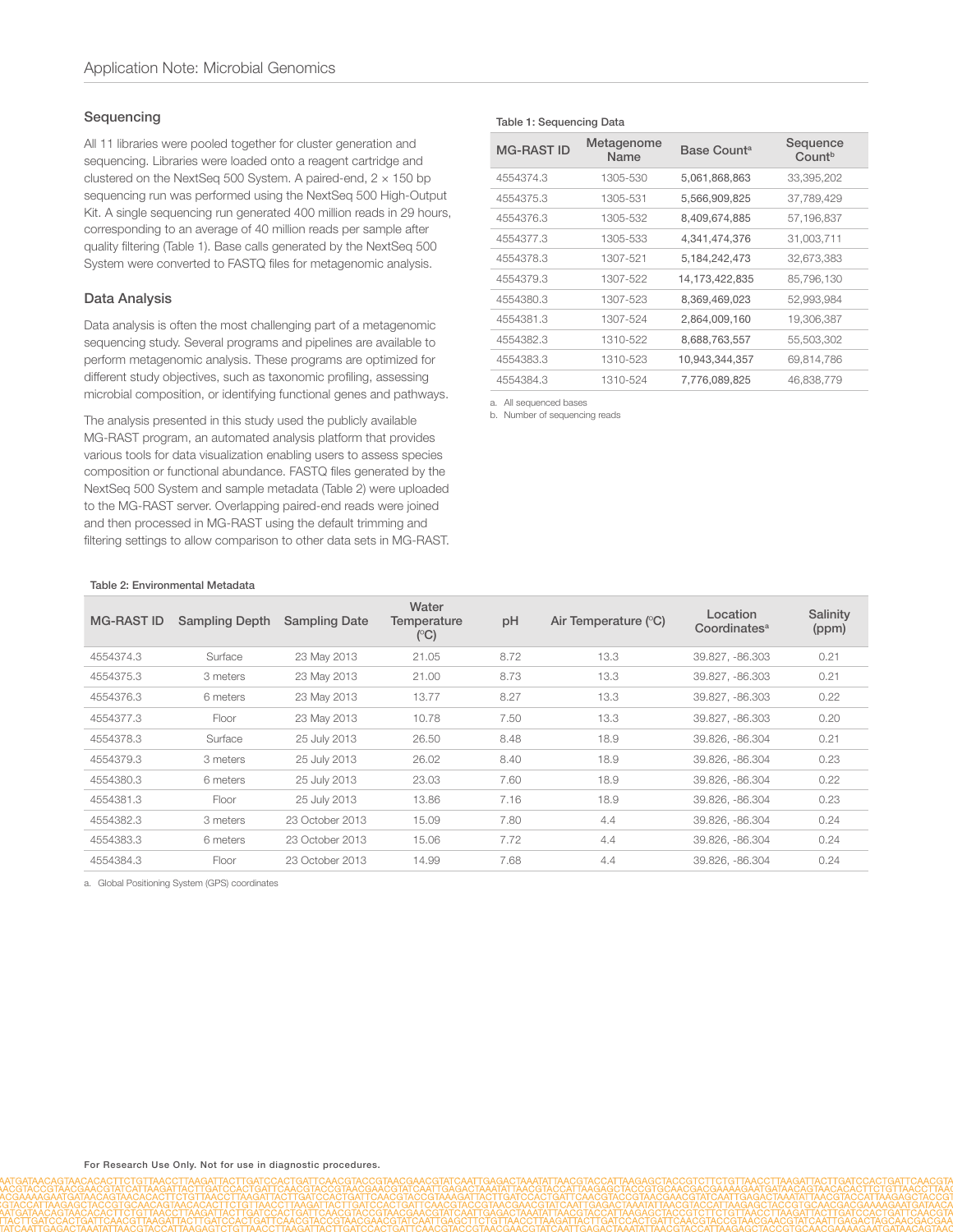## Sequencing

All 11 libraries were pooled together for cluster generation and sequencing. Libraries were loaded onto a reagent cartridge and clustered on the NextSeq 500 System. A paired-end, 2 × 150 bp sequencing run was performed using the NextSeq 500 High-Output Kit. A single sequencing run generated 400 million reads in 29 hours, corresponding to an average of 40 million reads per sample after quality filtering (Table 1). Base calls generated by the NextSeq 500 System were converted to FASTQ files for metagenomic analysis.

## Data Analysis

Data analysis is often the most challenging part of a metagenomic sequencing study. Several programs and pipelines are available to perform metagenomic analysis. These programs are optimized for different study objectives, such as taxonomic profiling, assessing microbial composition, or identifying functional genes and pathways.

The analysis presented in this study used the publicly available MG-RAST program, an automated analysis platform that provides various tools for data visualization enabling users to assess species composition or functional abundance. FASTQ files generated by the NextSeq 500 System and sample metadata (Table 2) were uploaded to the MG-RAST server. Overlapping paired-end reads were joined and then processed in MG-RAST using the default trimming and filtering settings to allow comparison to other data sets in MG-RAST.

**Table 1: Sequencing Data**

| MG-RAST ID | Metagenome Name | Base Count[a] | Sequence Count[b] |
|---|---|---|---|
| 4554374.3 | 1305-530 | 5,061,868,863 | 33,395,202 |
| 4554375.3 | 1305-531 | 5,566,909,825 | 37,789,429 |
| 4554376.3 | 1305-532 | 8,409,674,885 | 57,196,837 |
| 4554377.3 | 1305-533 | 4,341,474,376 | 31,003,711 |
| 4554378.3 | 1307-521 | 5,184,242,473 | 32,673,383 |
| 4554379.3 | 1307-522 | 14,173,422,835 | 85,796,130 |
| 4554380.3 | 1307-523 | 8,369,469,023 | 52,993,984 |
| 4554381.3 | 1307-524 | 2,864,009,160 | 19,306,387 |
| 4554382.3 | 1310-522 | 8,688,763,557 | 55,503,302 |
| 4554383.3 | 1310-523 | 10,943,344,357 | 69,814,786 |
| 4554384.3 | 1310-524 | 7,776,089,825 | 46,838,779 |

a. All sequenced bases
b. Number of sequencing reads

**Table 2: Environmental Metadata**

| MG-RAST ID | Sampling Depth | Sampling Date | Water Temperature (°C) | pH | Air Temperature (°C) | Location Coordinates[a] | Salinity (ppm) |
|---|---|---|---|---|---|---|---|
| 4554374.3 | Surface | 23 May 2013 | 21.05 | 8.72 | 13.3 | 39.827, -86.303 | 0.21 |
| 4554375.3 | 3 meters | 23 May 2013 | 21.00 | 8.73 | 13.3 | 39.827, -86.303 | 0.21 |
| 4554376.3 | 6 meters | 23 May 2013 | 13.77 | 8.27 | 13.3 | 39.827, -86.303 | 0.22 |
| 4554377.3 | Floor | 23 May 2013 | 10.78 | 7.50 | 13.3 | 39.827, -86.303 | 0.20 |
| 4554378.3 | Surface | 25 July 2013 | 26.50 | 8.48 | 18.9 | 39.826, -86.304 | 0.21 |
| 4554379.3 | 3 meters | 25 July 2013 | 26.02 | 8.40 | 18.9 | 39.826, -86.304 | 0.23 |
| 4554380.3 | 6 meters | 25 July 2013 | 23.03 | 7.60 | 18.9 | 39.826, -86.304 | 0.22 |
| 4554381.3 | Floor | 25 July 2013 | 13.86 | 7.16 | 18.9 | 39.826, -86.304 | 0.23 |
| 4554382.3 | 3 meters | 23 October 2013 | 15.09 | 7.80 | 4.4 | 39.826, -86.304 | 0.24 |
| 4554383.3 | 6 meters | 23 October 2013 | 15.06 | 7.72 | 4.4 | 39.826, -86.304 | 0.24 |
| 4554384.3 | Floor | 23 October 2013 | 14.99 | 7.68 | 4.4 | 39.826, -86.304 | 0.24 |

a. Global Positioning System (GPS) coordinates

**For Research Use Only. Not for use in diagnostic procedures.**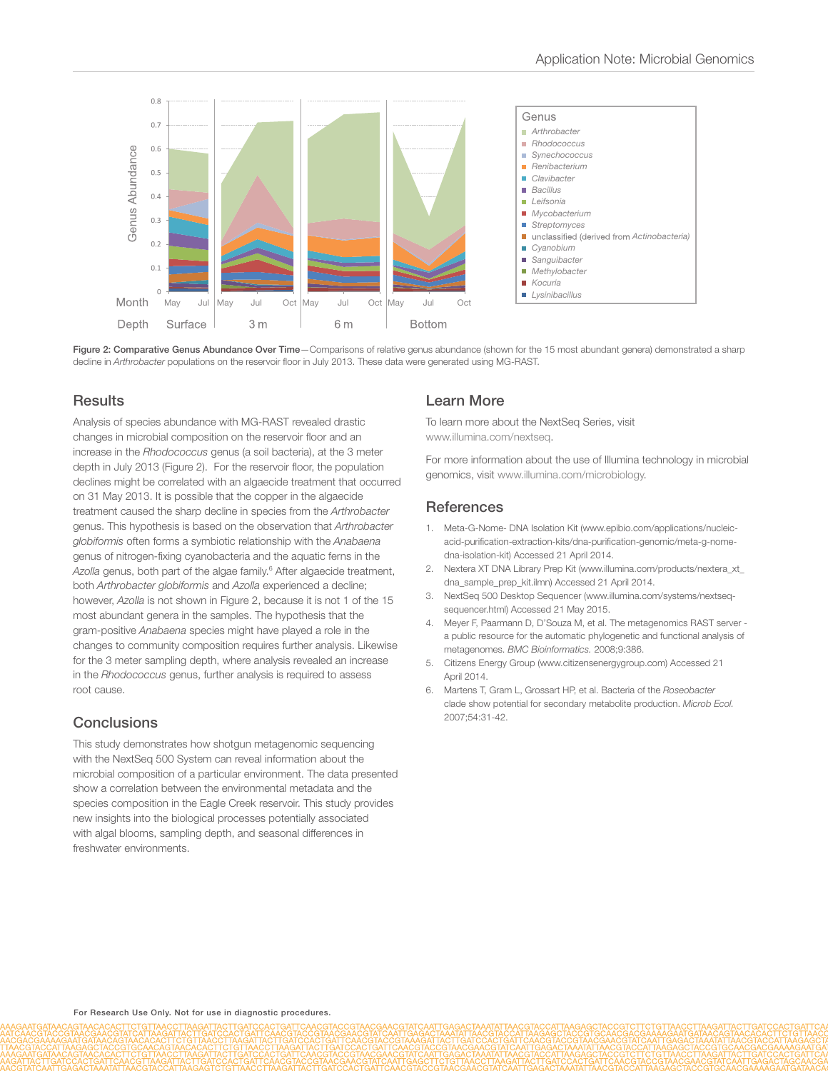Figure 2: Comparative Genus Abundance Over Time—Comparisons of relative genus abundance (shown for the 15 most abundant genera) demonstrated a sharp decline in *Arthrobacter* populations on the reservoir floor in July 2013. These data were generated using MG-RAST.

## Results

Analysis of species abundance with MG-RAST revealed drastic changes in microbial composition on the reservoir floor and an increase in the *Rhodococcus* genus (a soil bacteria), at the 3 meter depth in July 2013 (Figure 2). For the reservoir floor, the population declines might be correlated with an algaecide treatment that occurred on 31 May 2013. It is possible that the copper in the algaecide treatment caused the sharp decline in species from the *Arthrobacter* genus. This hypothesis is based on the observation that *Arthrobacter globiformis* often forms a symbiotic relationship with the *Anabaena* genus of nitrogen-fixing cyanobacteria and the aquatic ferns in the *Azolla* genus, both part of the algae family.[6] After algaecide treatment, both *Arthrobacter globiformis* and *Azolla* experienced a decline; however, *Azolla* is not shown in Figure 2, because it is not 1 of the 15 most abundant genera in the samples. The hypothesis that the gram-positive *Anabaena* species might have played a role in the changes to community composition requires further analysis. Likewise for the 3 meter sampling depth, where analysis revealed an increase in the *Rhodococcus* genus, further analysis is required to assess root cause.

## Conclusions

This study demonstrates how shotgun metagenomic sequencing with the NextSeq 500 System can reveal information about the microbial composition of a particular environment. The data presented show a correlation between the environmental metadata and the species composition in the Eagle Creek reservoir. This study provides new insights into the biological processes potentially associated with algal blooms, sampling depth, and seasonal differences in freshwater environments.

## Learn More

To learn more about the NextSeq Series, visit www.illumina.com/nextseq.

For more information about the use of Illumina technology in microbial genomics, visit www.illumina.com/microbiology.

## References

1. Meta-G-Nome- DNA Isolation Kit (www.epibio.com/applications/nucleic-acid-purification-extraction-kits/dna-purification-genomic/meta-g-nome-dna-isolation-kit) Accessed 21 April 2014.
2. Nextera XT DNA Library Prep Kit (www.illumina.com/products/nextera_xt_dna_sample_prep_kit.ilmn) Accessed 21 April 2014.
3. NextSeq 500 Desktop Sequencer (www.illumina.com/systems/nextseq-sequencer.html) Accessed 21 May 2015.
4. Meyer F, Paarmann D, D'Souza M, et al. The metagenomics RAST server - a public resource for the automatic phylogenetic and functional analysis of metagenomes. *BMC Bioinformatics.* 2008;9:386.
5. Citizens Energy Group (www.citizensenergygroup.com) Accessed 21 April 2014.
6. Martens T, Gram L, Grossart HP, et al. Bacteria of the *Roseobacter* clade show potential for secondary metabolite production. *Microb Ecol.* 2007;54:31-42.

**For Research Use Only. Not for use in diagnostic procedures.**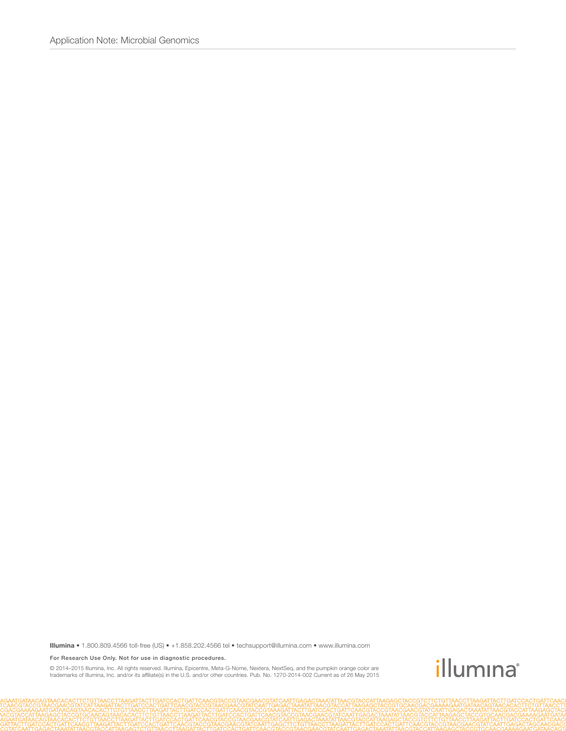**Illumina** • 1.800.809.4566 toll-free (US) • +1.858.202.4566 tel • techsupport@illumina.com • www.illumina.com

For Research Use Only. Not for use in diagnostic procedures.

© 2014–2015 Illumina, Inc. All rights reserved. Illumina, Epicentre, Meta-G-Nome, Nextera, NextSeq, and the pumpkin orange color are trademarks of Illumina, Inc. and/or its affiliate(s) in the U.S. and/or other countries. Pub. No. 1270-2014-002 Current as of 26 May 2015